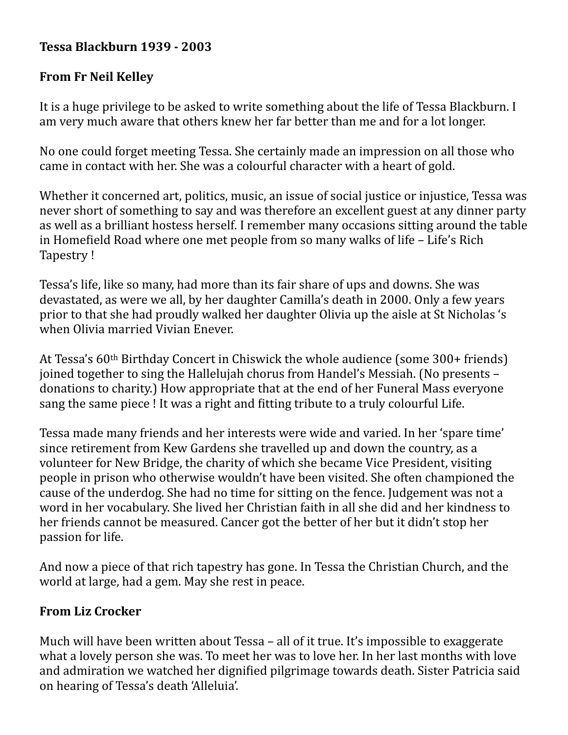**Tessa Blackburn 1939 - 2003**

**From Fr Neil Kelley**

It is a huge privilege to be asked to write something about the life of Tessa Blackburn. I am very much aware that others knew her far better than me and for a lot longer.

No one could forget meeting Tessa. She certainly made an impression on all those who came in contact with her. She was a colourful character with a heart of gold.

Whether it concerned art, politics, music, an issue of social justice or injustice, Tessa was never short of something to say and was therefore an excellent guest at any dinner party as well as a brilliant hostess herself. I remember many occasions sitting around the table in Homefield Road where one met people from so many walks of life – Life's Rich Tapestry !

Tessa's life, like so many, had more than its fair share of ups and downs. She was devastated, as were we all, by her daughter Camilla's death in 2000. Only a few years prior to that she had proudly walked her daughter Olivia up the aisle at St Nicholas 's when Olivia married Vivian Enever.

At Tessa's 60th Birthday Concert in Chiswick the whole audience (some 300+ friends) joined together to sing the Hallelujah chorus from Handel's Messiah. (No presents – donations to charity.) How appropriate that at the end of her Funeral Mass everyone sang the same piece ! It was a right and fitting tribute to a truly colourful Life.

Tessa made many friends and her interests were wide and varied. In her 'spare time' since retirement from Kew Gardens she travelled up and down the country, as a volunteer for New Bridge, the charity of which she became Vice President, visiting people in prison who otherwise wouldn't have been visited. She often championed the cause of the underdog. She had no time for sitting on the fence. Judgement was not a word in her vocabulary. She lived her Christian faith in all she did and her kindness to her friends cannot be measured. Cancer got the better of her but it didn't stop her passion for life.

And now a piece of that rich tapestry has gone. In Tessa the Christian Church, and the world at large, had a gem. May she rest in peace.

**From Liz Crocker**

Much will have been written about Tessa – all of it true. It's impossible to exaggerate what a lovely person she was. To meet her was to love her. In her last months with love and admiration we watched her dignified pilgrimage towards death. Sister Patricia said on hearing of Tessa's death 'Alleluia'.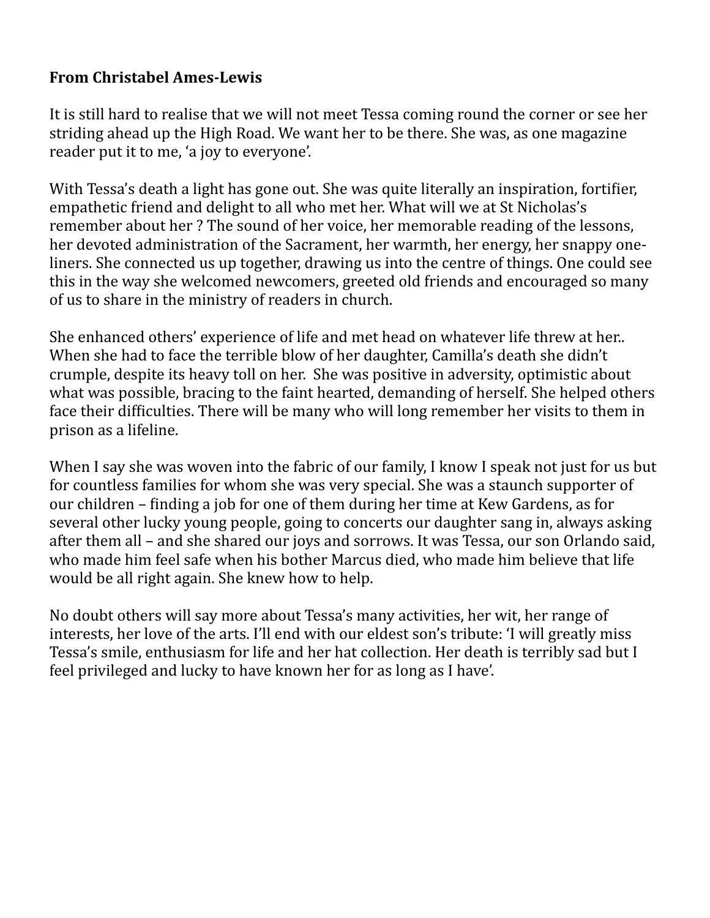**From Christabel Ames-Lewis**

It is still hard to realise that we will not meet Tessa coming round the corner or see her striding ahead up the High Road. We want her to be there. She was, as one magazine reader put it to me, 'a joy to everyone'.

With Tessa's death a light has gone out. She was quite literally an inspiration, fortifier, empathetic friend and delight to all who met her. What will we at St Nicholas's remember about her ? The sound of her voice, her memorable reading of the lessons, her devoted administration of the Sacrament, her warmth, her energy, her snappy one-liners. She connected us up together, drawing us into the centre of things. One could see this in the way she welcomed newcomers, greeted old friends and encouraged so many of us to share in the ministry of readers in church.

She enhanced others' experience of life and met head on whatever life threw at her.. When she had to face the terrible blow of her daughter, Camilla's death she didn't crumple, despite its heavy toll on her. She was positive in adversity, optimistic about what was possible, bracing to the faint hearted, demanding of herself. She helped others face their difficulties. There will be many who will long remember her visits to them in prison as a lifeline.

When I say she was woven into the fabric of our family, I know I speak not just for us but for countless families for whom she was very special. She was a staunch supporter of our children – finding a job for one of them during her time at Kew Gardens, as for several other lucky young people, going to concerts our daughter sang in, always asking after them all – and she shared our joys and sorrows. It was Tessa, our son Orlando said, who made him feel safe when his bother Marcus died, who made him believe that life would be all right again. She knew how to help.

No doubt others will say more about Tessa's many activities, her wit, her range of interests, her love of the arts. I'll end with our eldest son's tribute: 'I will greatly miss Tessa's smile, enthusiasm for life and her hat collection. Her death is terribly sad but I feel privileged and lucky to have known her for as long as I have'.